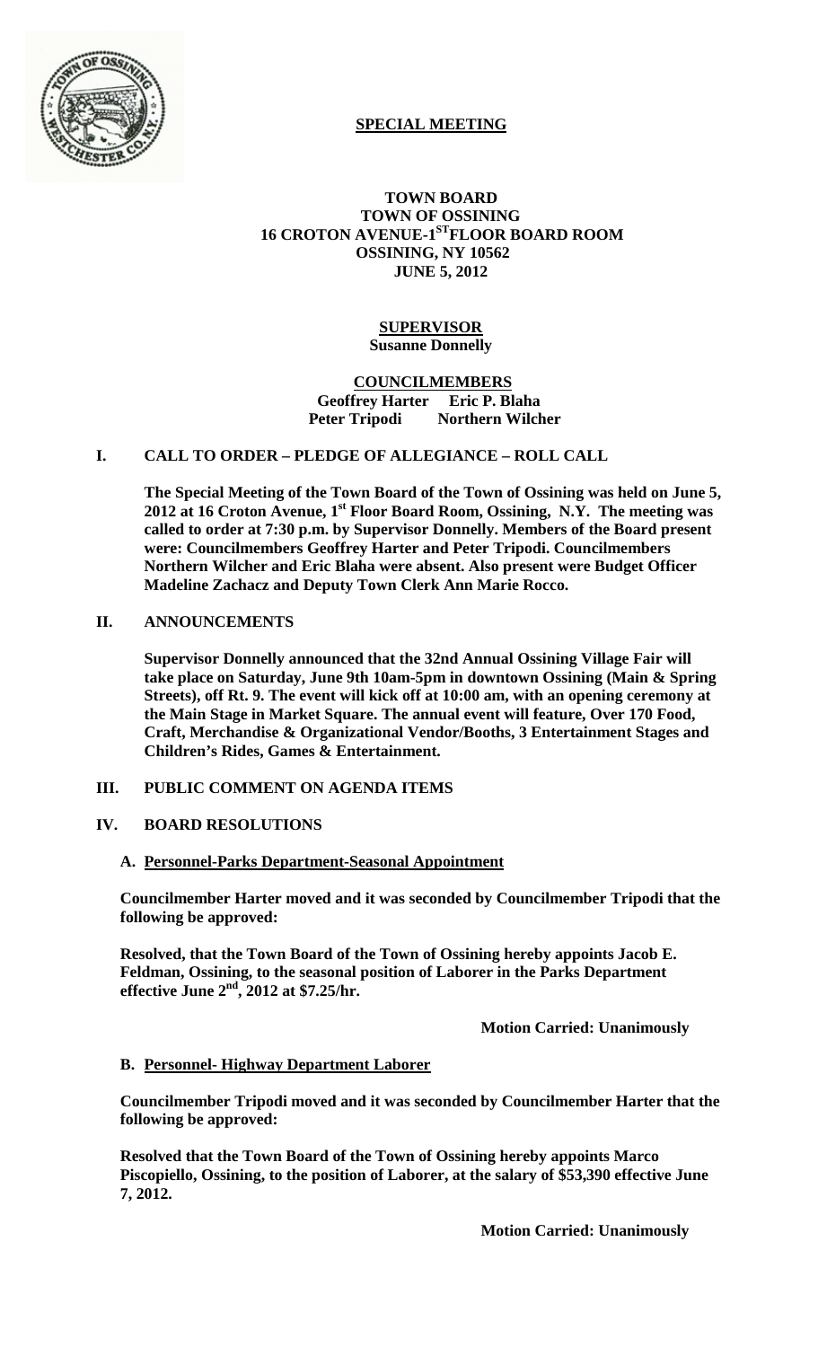## SPECIAL MEETING

**TOWN BOARD**
**TOWN OF OSSINING**
**16 CROTON AVENUE-1ST FLOOR BOARD ROOM**
**OSSINING, NY 10562**
**JUNE 5, 2012**

**SUPERVISOR**
**Susanne Donnelly**

**COUNCILMEMBERS**
**Geoffrey Harter Eric P. Blaha**
**Peter Tripodi Northern Wilcher**

### I. CALL TO ORDER – PLEDGE OF ALLEGIANCE – ROLL CALL

**The Special Meeting of the Town Board of the Town of Ossining was held on June 5, 2012 at 16 Croton Avenue, 1st Floor Board Room, Ossining, N.Y. The meeting was called to order at 7:30 p.m. by Supervisor Donnelly. Members of the Board present were: Councilmembers Geoffrey Harter and Peter Tripodi. Councilmembers Northern Wilcher and Eric Blaha were absent. Also present were Budget Officer Madeline Zachacz and Deputy Town Clerk Ann Marie Rocco.**

### II. ANNOUNCEMENTS

**Supervisor Donnelly announced that the 32nd Annual Ossining Village Fair will take place on Saturday, June 9th 10am-5pm in downtown Ossining (Main & Spring Streets), off Rt. 9. The event will kick off at 10:00 am, with an opening ceremony at the Main Stage in Market Square. The annual event will feature, Over 170 Food, Craft, Merchandise & Organizational Vendor/Booths, 3 Entertainment Stages and Children's Rides, Games & Entertainment.**

### III. PUBLIC COMMENT ON AGENDA ITEMS

### IV. BOARD RESOLUTIONS

#### A. Personnel-Parks Department-Seasonal Appointment

**Councilmember Harter moved and it was seconded by Councilmember Tripodi that the following be approved:**

**Resolved, that the Town Board of the Town of Ossining hereby appoints Jacob E. Feldman, Ossining, to the seasonal position of Laborer in the Parks Department effective June 2nd, 2012 at $7.25/hr.**

**Motion Carried: Unanimously**

#### B. Personnel- Highway Department Laborer

**Councilmember Tripodi moved and it was seconded by Councilmember Harter that the following be approved:**

**Resolved that the Town Board of the Town of Ossining hereby appoints Marco Piscopiello, Ossining, to the position of Laborer, at the salary of $53,390 effective June 7, 2012.**

**Motion Carried: Unanimously**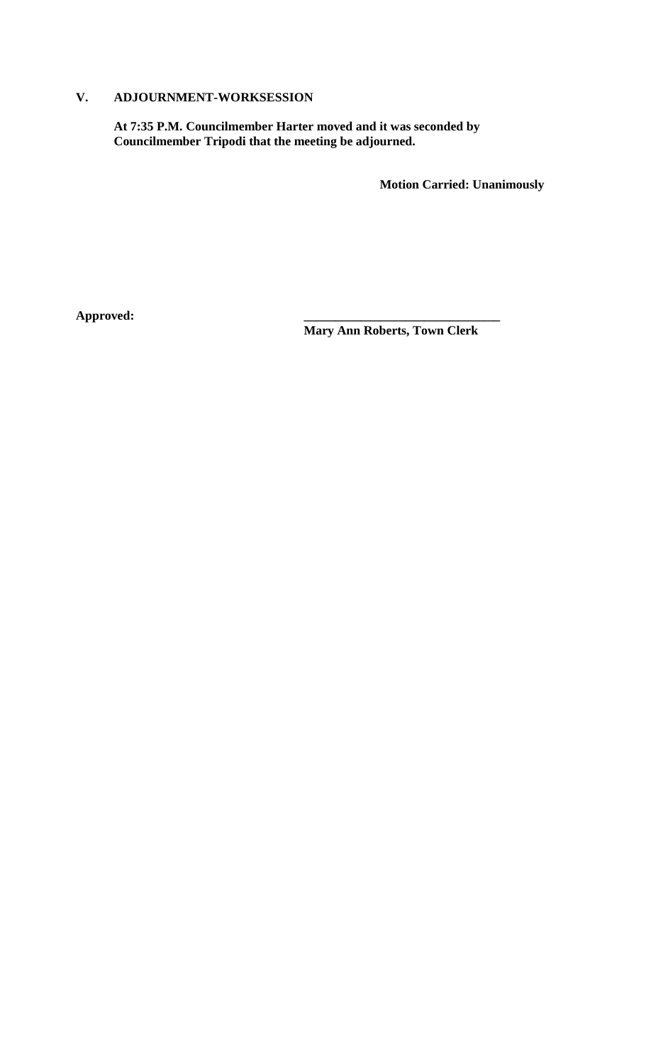## V. ADJOURNMENT-WORKSESSION

**At 7:35 P.M. Councilmember Harter moved and it was seconded by Councilmember Tripodi that the meeting be adjourned.**

**Motion Carried: Unanimously**

**Approved:** \_\_\_\_\_\_\_\_\_\_\_\_\_\_\_\_\_\_\_\_\_\_\_\_\_\_\_\_\_\_

**Mary Ann Roberts, Town Clerk**